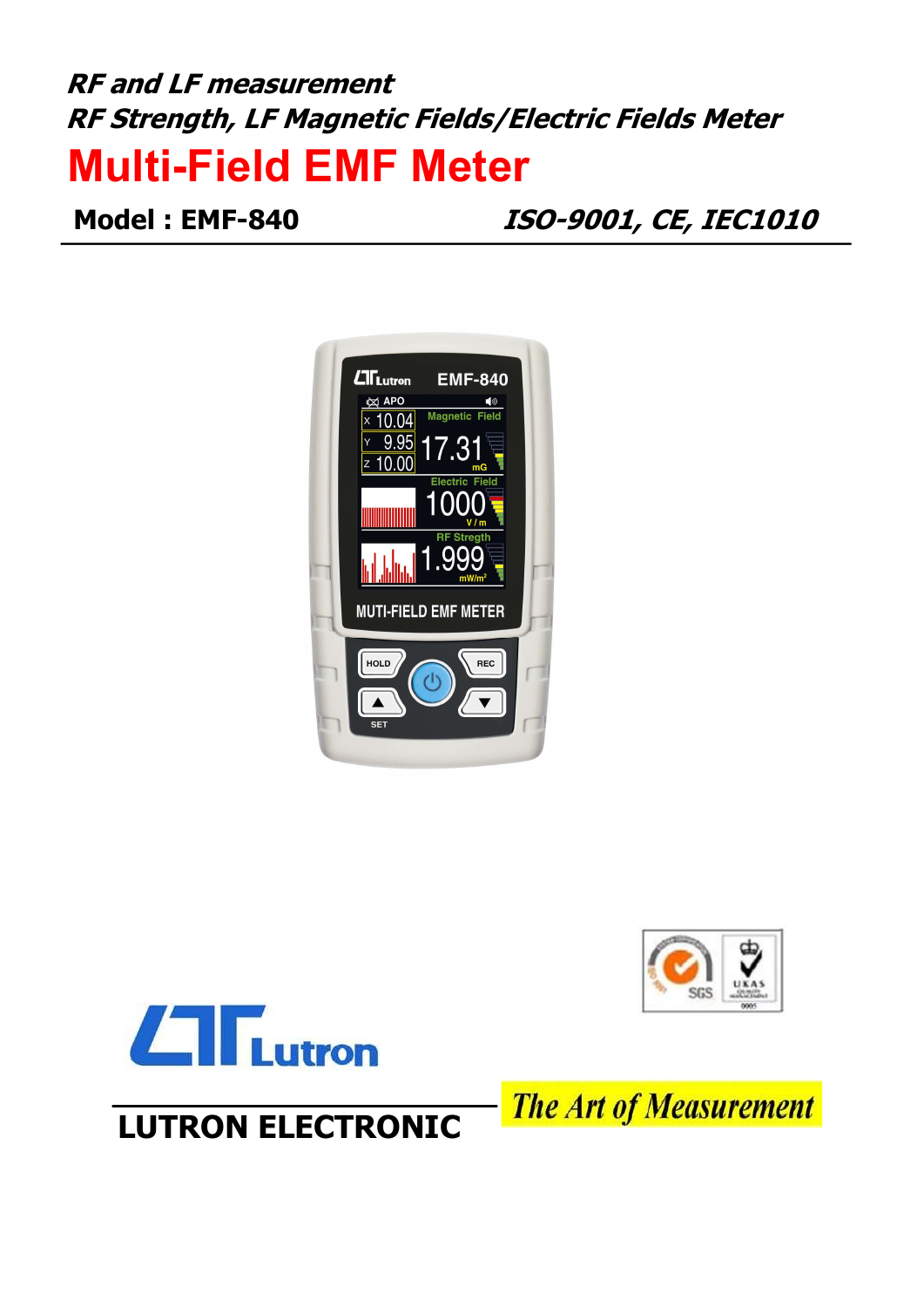*RF and LF measurement*

*RF Strength, LF Magnetic Fields/Electric Fields Meter*

# Multi-Field EMF Meter

**Model : EMF-840** *ISO-9001, CE, IEC1010*

**LUTRON ELECTRONIC**

*The Art of Measurement*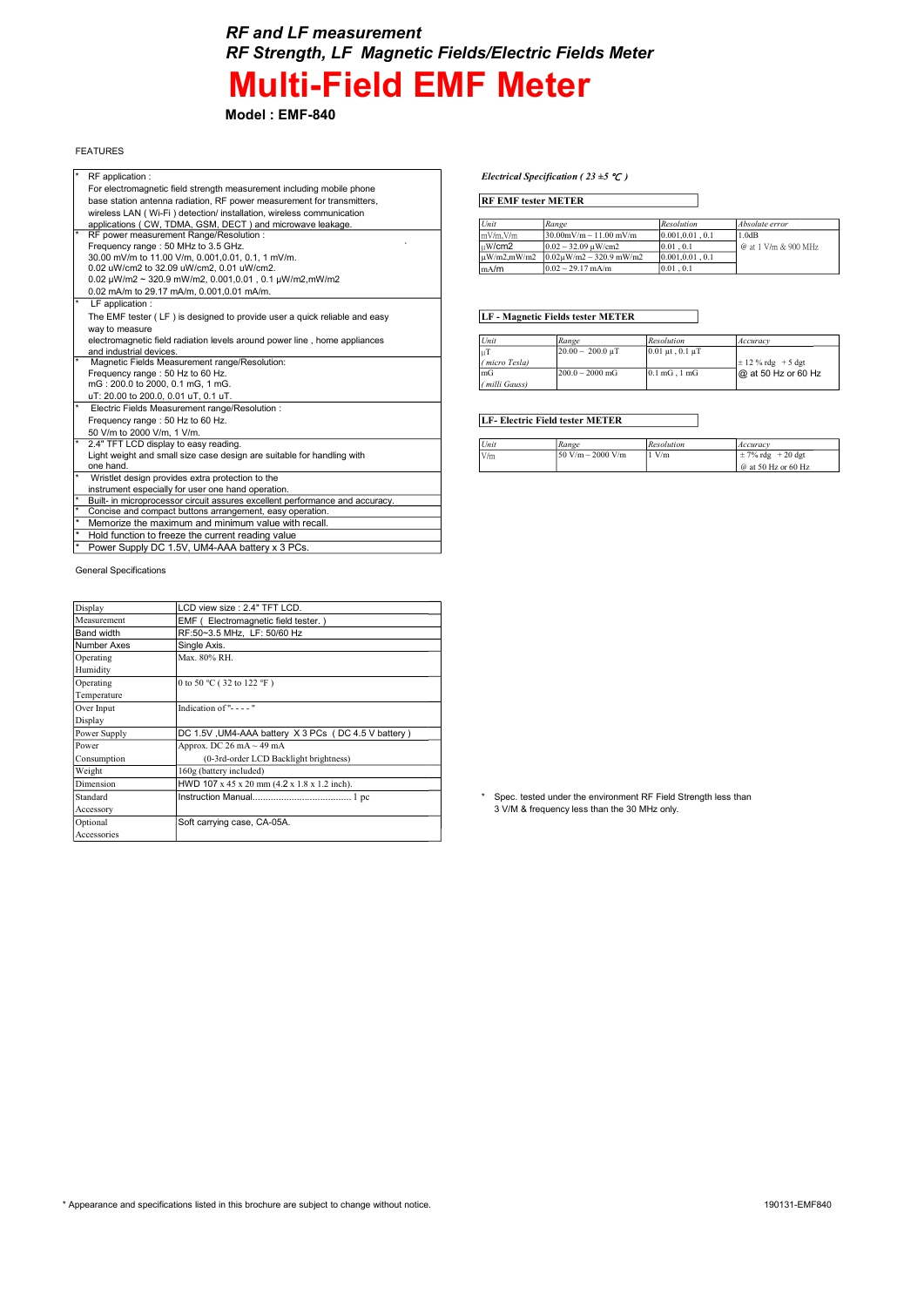## RF and LF measurement

## RF Strength, LF Magnetic Fields/Electric Fields Meter

# Multi-Field EMF Meter

**Model : EMF-840**

FEATURES

| | |
|---|---|
| * | RF application : For electromagnetic field strength measurement including mobile phone base station antenna radiation, RF power measurement for transmitters, wireless LAN ( Wi-Fi ) detection/ installation, wireless communication applications ( CW, TDMA, GSM, DECT ) and microwave leakage. |
| * | RF power measurement Range/Resolution : Frequency range : 50 MHz to 3.5 GHz. 30.00 mV/m to 11.00 V/m, 0.001,0.01, 0.1, 1 mV/m. 0.02 uW/cm2 to 32.09 uW/cm2, 0.01 uW/cm2. 0.02 μW/m2 ~ 320.9 mW/m2, 0.001,0.01 , 0.1 μW/m2,mW/m2 0.02 mA/m to 29.17 mA/m, 0.001,0.01 mA/m. |
| * | LF application : The EMF tester ( LF ) is designed to provide user a quick reliable and easy way to measure electromagnetic field radiation levels around power line , home appliances and industrial devices. |
| * | Magnetic Fields Measurement range/Resolution: Frequency range : 50 Hz to 60 Hz. mG : 200.0 to 2000, 0.1 mG, 1 mG. uT: 20.00 to 200.0, 0.01 uT, 0.1 uT. |
| * | Electric Fields Measurement range/Resolution : Frequency range : 50 Hz to 60 Hz. 50 V/m to 2000 V/m, 1 V/m. |
| * | 2.4" TFT LCD display to easy reading. Light weight and small size case design are suitable for handling with one hand. |
| * | Wristlet design provides extra protection to the instrument especially for user one hand operation. |
| * | Built- in microprocessor circuit assures excellent performance and accuracy. |
| * | Concise and compact buttons arrangement, easy operation. |
| * | Memorize the maximum and minimum value with recall. |
| * | Hold function to freeze the current reading value |
| * | Power Supply DC 1.5V, UM4-AAA battery x 3 PCs. |

General Specifications

| | |
|---|---|
| Display | LCD view size : 2.4" TFT LCD. |
| Measurement | EMF ( Electromagnetic field tester. ) |
| Band width | RF:50~3.5 MHz, LF: 50/60 Hz |
| Number Axes | Single Axis. |
| Operating Humidity | Max. 80% RH. |
| Operating Temperature | 0 to 50 ℃ ( 32 to 122 ℉ ) |
| Over Input Display | Indication of "- - - - " |
| Power Supply | DC 1.5V ,UM4-AAA battery X 3 PCs ( DC 4.5 V battery ) |
| Power Consumption | Approx. DC 26 mA ~ 49 mA (0-3rd-order LCD Backlight brightness) |
| Weight | 160g (battery included) |
| Dimension | HWD 107 x 45 x 20 mm (4.2 x 1.8 x 1.2 inch). |
| Standard Accessory | Instruction Manual...................................... 1 pc |
| Optional Accessories | Soft carrying case, CA-05A. |

*Electrical Specification ( 23 ±5 ℃ )*

**RF EMF tester METER**

| Unit | Range | Resolution | Absolute error |
|---|---|---|---|
| mV/m,V/m | 30.00mV/m ~ 11.00 mV/m | 0.001,0.01 , 0.1 | 1.0dB @ at 1 V/m & 900 MHz |
| μW/cm2 | 0.02 ~ 32.09 μW/cm2 | 0.01 , 0.1 | |
| μW/m2,mW/m2 | 0.02μW/m2 ~ 320.9 mW/m2 | 0.001,0.01 , 0.1 | |
| mA/m | 0.02 ~ 29.17 mA/m | 0.01 , 0.1 | |

**LF - Magnetic Fields tester METER**

| Unit | Range | Resolution | Accuracy |
|---|---|---|---|
| μT ( micro Tesla) | 20.00 ~ 200.0 μT | 0.01 μt , 0.1 μT | ± 12 % rdg + 5 dgt @ at 50 Hz or 60 Hz |
| mG ( milli Gauss) | 200.0 ~ 2000 mG | 0.1 mG , 1 mG | |

**LF- Electric Field tester METER**

| Unit | Range | Resolution | Accuracy |
|---|---|---|---|
| V/m | 50 V/m ~ 2000 V/m | 1 V/m | ± 7% rdg + 20 dgt @ at 50 Hz or 60 Hz |

\* Spec. tested under the environment RF Field Strength less than 3 V/M & frequency less than the 30 MHz only.

\* Appearance and specifications listed in this brochure are subject to change without notice.

190131-EMF840